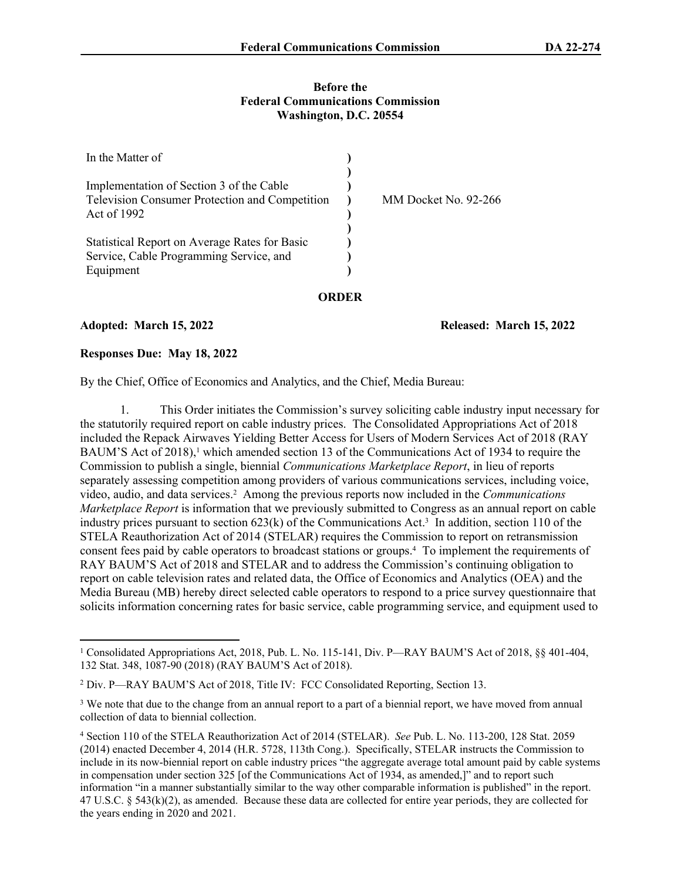**Before the**
**Federal Communications Commission**
**Washington, D.C. 20554**

| | | |
|---|---|---|
| In the Matter of | ) | |
| | ) | |
| Implementation of Section 3 of the Cable Television Consumer Protection and Competition Act of 1992 | ) | MM Docket No. 92-266 |
| | ) | |
| Statistical Report on Average Rates for Basic Service, Cable Programming Service, and Equipment | ) | |

**ORDER**

**Adopted: March 15, 2022** **Released: March 15, 2022**

**Responses Due: May 18, 2022**

By the Chief, Office of Economics and Analytics, and the Chief, Media Bureau:

1. This Order initiates the Commission's survey soliciting cable industry input necessary for the statutorily required report on cable industry prices. The Consolidated Appropriations Act of 2018 included the Repack Airwaves Yielding Better Access for Users of Modern Services Act of 2018 (RAY BAUM'S Act of 2018),[1] which amended section 13 of the Communications Act of 1934 to require the Commission to publish a single, biennial *Communications Marketplace Report*, in lieu of reports separately assessing competition among providers of various communications services, including voice, video, audio, and data services.[2] Among the previous reports now included in the *Communications Marketplace Report* is information that we previously submitted to Congress as an annual report on cable industry prices pursuant to section 623(k) of the Communications Act.[3] In addition, section 110 of the STELA Reauthorization Act of 2014 (STELAR) requires the Commission to report on retransmission consent fees paid by cable operators to broadcast stations or groups.[4] To implement the requirements of RAY BAUM'S Act of 2018 and STELAR and to address the Commission's continuing obligation to report on cable television rates and related data, the Office of Economics and Analytics (OEA) and the Media Bureau (MB) hereby direct selected cable operators to respond to a price survey questionnaire that solicits information concerning rates for basic service, cable programming service, and equipment used to

---

[1] Consolidated Appropriations Act, 2018, Pub. L. No. 115-141, Div. P—RAY BAUM'S Act of 2018, §§ 401-404, 132 Stat. 348, 1087-90 (2018) (RAY BAUM'S Act of 2018).

[2] Div. P—RAY BAUM'S Act of 2018, Title IV: FCC Consolidated Reporting, Section 13.

[3] We note that due to the change from an annual report to a part of a biennial report, we have moved from annual collection of data to biennial collection.

[4] Section 110 of the STELA Reauthorization Act of 2014 (STELAR). *See* Pub. L. No. 113-200, 128 Stat. 2059 (2014) enacted December 4, 2014 (H.R. 5728, 113th Cong.). Specifically, STELAR instructs the Commission to include in its now-biennial report on cable industry prices "the aggregate average total amount paid by cable systems in compensation under section 325 [of the Communications Act of 1934, as amended,]" and to report such information "in a manner substantially similar to the way other comparable information is published" in the report. 47 U.S.C. § 543(k)(2), as amended. Because these data are collected for entire year periods, they are collected for the years ending in 2020 and 2021.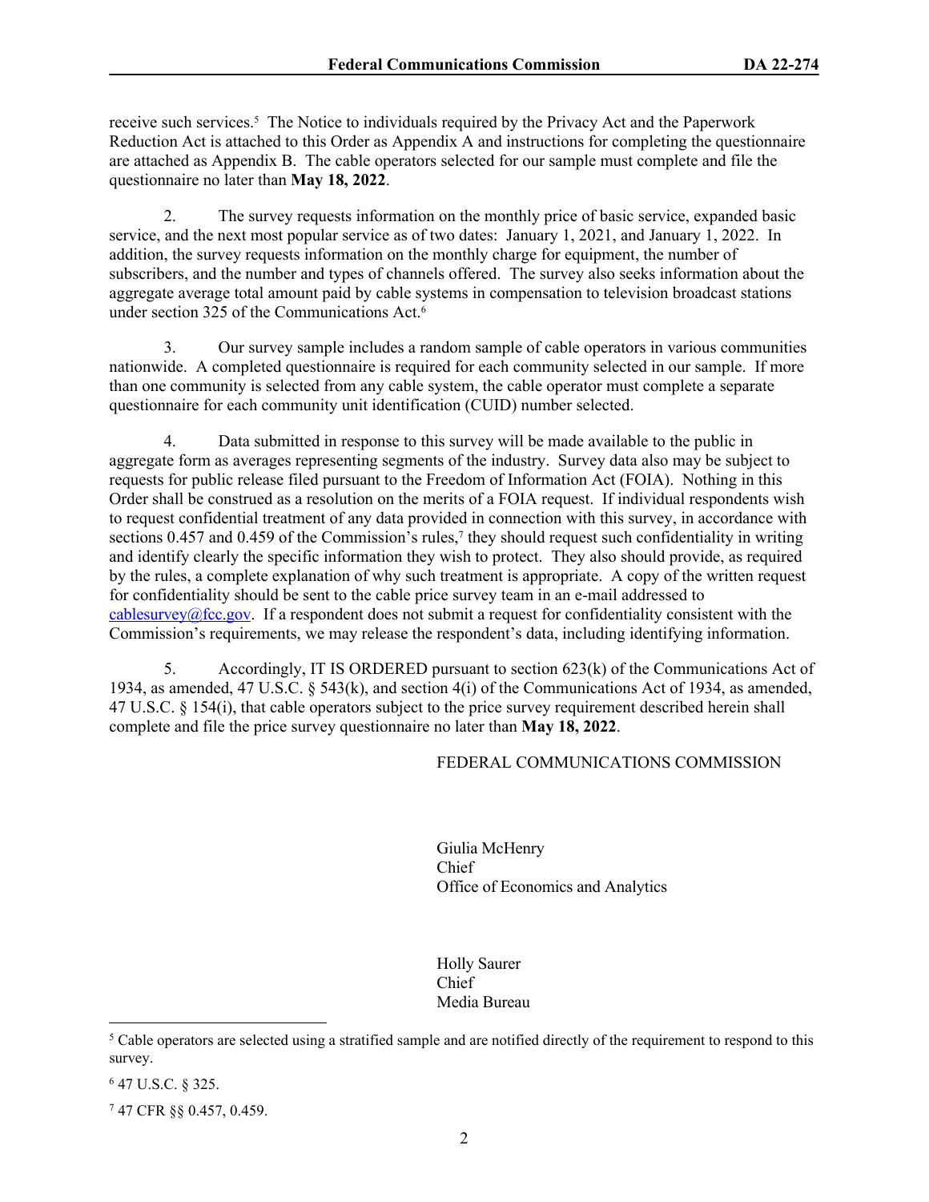receive such services.[5] The Notice to individuals required by the Privacy Act and the Paperwork Reduction Act is attached to this Order as Appendix A and instructions for completing the questionnaire are attached as Appendix B. The cable operators selected for our sample must complete and file the questionnaire no later than **May 18, 2022**.

2. The survey requests information on the monthly price of basic service, expanded basic service, and the next most popular service as of two dates: January 1, 2021, and January 1, 2022. In addition, the survey requests information on the monthly charge for equipment, the number of subscribers, and the number and types of channels offered. The survey also seeks information about the aggregate average total amount paid by cable systems in compensation to television broadcast stations under section 325 of the Communications Act.[6]

3. Our survey sample includes a random sample of cable operators in various communities nationwide. A completed questionnaire is required for each community selected in our sample. If more than one community is selected from any cable system, the cable operator must complete a separate questionnaire for each community unit identification (CUID) number selected.

4. Data submitted in response to this survey will be made available to the public in aggregate form as averages representing segments of the industry. Survey data also may be subject to requests for public release filed pursuant to the Freedom of Information Act (FOIA). Nothing in this Order shall be construed as a resolution on the merits of a FOIA request. If individual respondents wish to request confidential treatment of any data provided in connection with this survey, in accordance with sections 0.457 and 0.459 of the Commission's rules,[7] they should request such confidentiality in writing and identify clearly the specific information they wish to protect. They also should provide, as required by the rules, a complete explanation of why such treatment is appropriate. A copy of the written request for confidentiality should be sent to the cable price survey team in an e-mail addressed to cablesurvey@fcc.gov. If a respondent does not submit a request for confidentiality consistent with the Commission's requirements, we may release the respondent's data, including identifying information.

5. Accordingly, IT IS ORDERED pursuant to section 623(k) of the Communications Act of 1934, as amended, 47 U.S.C. § 543(k), and section 4(i) of the Communications Act of 1934, as amended, 47 U.S.C. § 154(i), that cable operators subject to the price survey requirement described herein shall complete and file the price survey questionnaire no later than **May 18, 2022**.

FEDERAL COMMUNICATIONS COMMISSION

Giulia McHenry
Chief
Office of Economics and Analytics

Holly Saurer
Chief
Media Bureau

---

[5] Cable operators are selected using a stratified sample and are notified directly of the requirement to respond to this survey.

[6] 47 U.S.C. § 325.

[7] 47 CFR §§ 0.457, 0.459.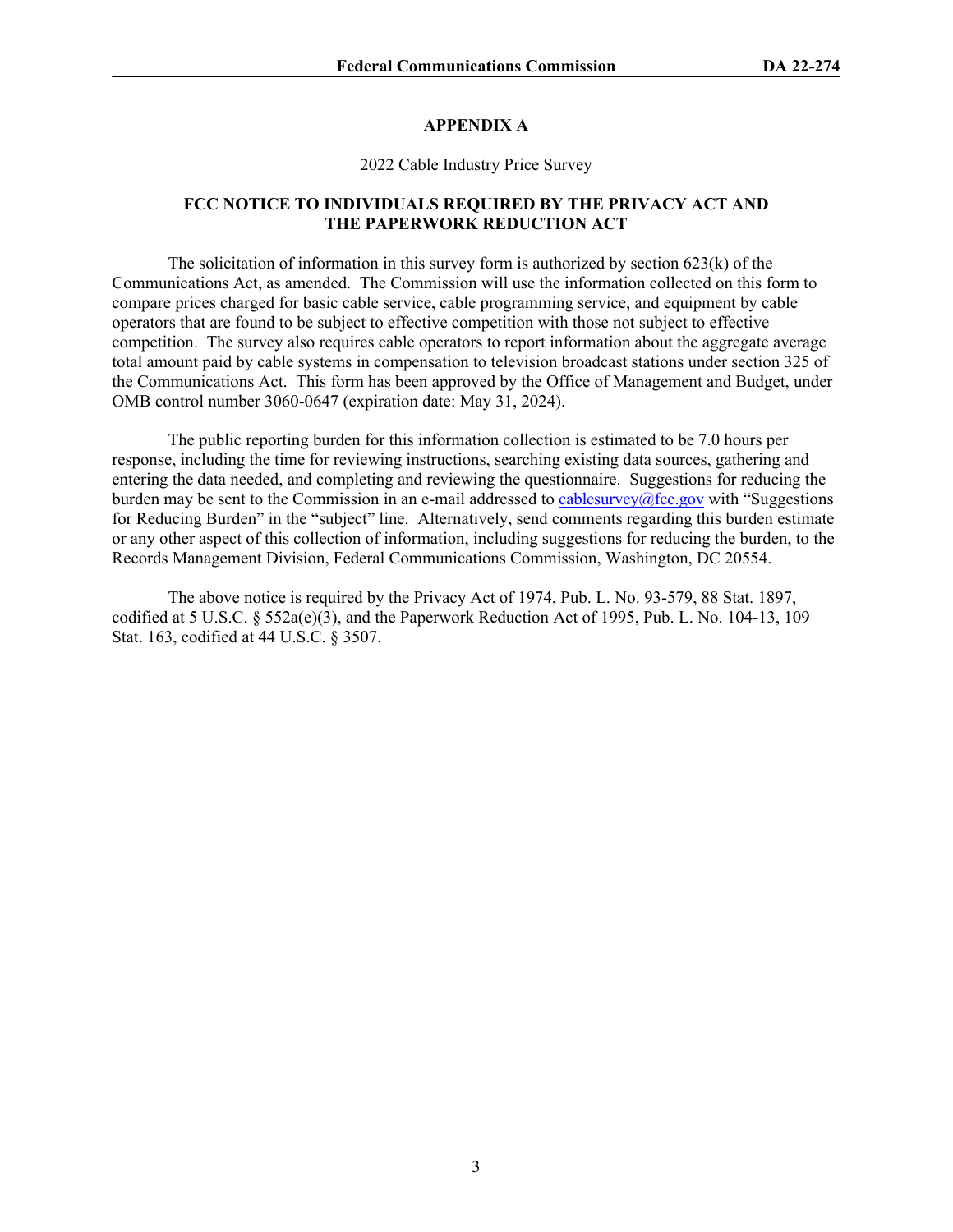# APPENDIX A

2022 Cable Industry Price Survey

## FCC NOTICE TO INDIVIDUALS REQUIRED BY THE PRIVACY ACT AND THE PAPERWORK REDUCTION ACT

The solicitation of information in this survey form is authorized by section 623(k) of the Communications Act, as amended. The Commission will use the information collected on this form to compare prices charged for basic cable service, cable programming service, and equipment by cable operators that are found to be subject to effective competition with those not subject to effective competition. The survey also requires cable operators to report information about the aggregate average total amount paid by cable systems in compensation to television broadcast stations under section 325 of the Communications Act. This form has been approved by the Office of Management and Budget, under OMB control number 3060-0647 (expiration date: May 31, 2024).

The public reporting burden for this information collection is estimated to be 7.0 hours per response, including the time for reviewing instructions, searching existing data sources, gathering and entering the data needed, and completing and reviewing the questionnaire. Suggestions for reducing the burden may be sent to the Commission in an e-mail addressed to cablesurvey@fcc.gov with "Suggestions for Reducing Burden" in the "subject" line. Alternatively, send comments regarding this burden estimate or any other aspect of this collection of information, including suggestions for reducing the burden, to the Records Management Division, Federal Communications Commission, Washington, DC 20554.

The above notice is required by the Privacy Act of 1974, Pub. L. No. 93-579, 88 Stat. 1897, codified at 5 U.S.C. § 552a(e)(3), and the Paperwork Reduction Act of 1995, Pub. L. No. 104-13, 109 Stat. 163, codified at 44 U.S.C. § 3507.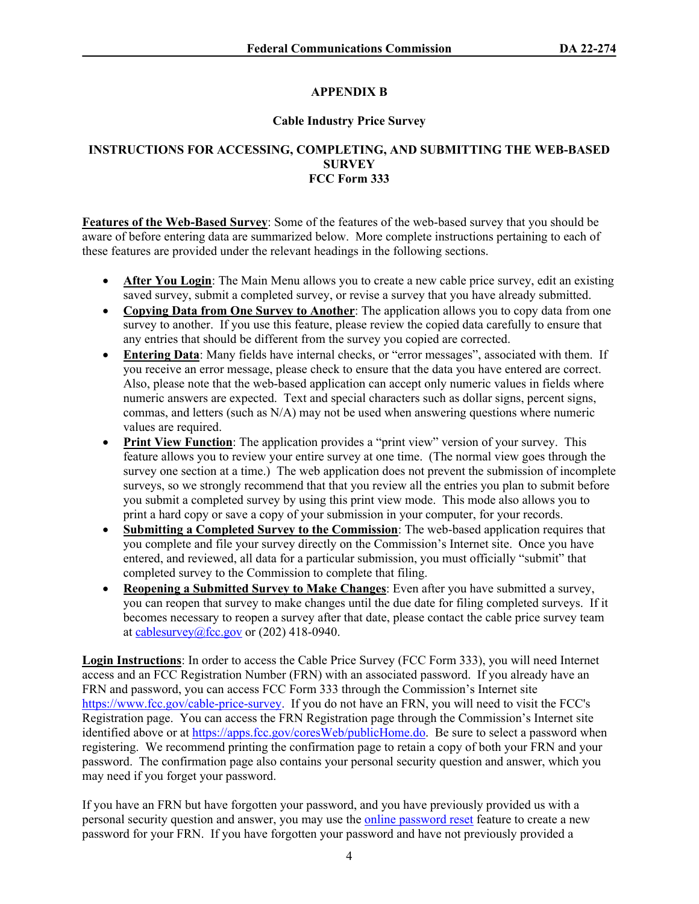## APPENDIX B

### Cable Industry Price Survey

### INSTRUCTIONS FOR ACCESSING, COMPLETING, AND SUBMITTING THE WEB-BASED SURVEY
### FCC Form 333

**Features of the Web-Based Survey**: Some of the features of the web-based survey that you should be aware of before entering data are summarized below. More complete instructions pertaining to each of these features are provided under the relevant headings in the following sections.

- **After You Login**: The Main Menu allows you to create a new cable price survey, edit an existing saved survey, submit a completed survey, or revise a survey that you have already submitted.
- **Copying Data from One Survey to Another**: The application allows you to copy data from one survey to another. If you use this feature, please review the copied data carefully to ensure that any entries that should be different from the survey you copied are corrected.
- **Entering Data**: Many fields have internal checks, or "error messages", associated with them. If you receive an error message, please check to ensure that the data you have entered are correct. Also, please note that the web-based application can accept only numeric values in fields where numeric answers are expected. Text and special characters such as dollar signs, percent signs, commas, and letters (such as N/A) may not be used when answering questions where numeric values are required.
- **Print View Function**: The application provides a "print view" version of your survey. This feature allows you to review your entire survey at one time. (The normal view goes through the survey one section at a time.) The web application does not prevent the submission of incomplete surveys, so we strongly recommend that that you review all the entries you plan to submit before you submit a completed survey by using this print view mode. This mode also allows you to print a hard copy or save a copy of your submission in your computer, for your records.
- **Submitting a Completed Survey to the Commission**: The web-based application requires that you complete and file your survey directly on the Commission's Internet site. Once you have entered, and reviewed, all data for a particular submission, you must officially "submit" that completed survey to the Commission to complete that filing.
- **Reopening a Submitted Survey to Make Changes**: Even after you have submitted a survey, you can reopen that survey to make changes until the due date for filing completed surveys. If it becomes necessary to reopen a survey after that date, please contact the cable price survey team at cablesurvey@fcc.gov or (202) 418-0940.

**Login Instructions**: In order to access the Cable Price Survey (FCC Form 333), you will need Internet access and an FCC Registration Number (FRN) with an associated password. If you already have an FRN and password, you can access FCC Form 333 through the Commission's Internet site https://www.fcc.gov/cable-price-survey. If you do not have an FRN, you will need to visit the FCC's Registration page. You can access the FRN Registration page through the Commission's Internet site identified above or at https://apps.fcc.gov/coresWeb/publicHome.do. Be sure to select a password when registering. We recommend printing the confirmation page to retain a copy of both your FRN and your password. The confirmation page also contains your personal security question and answer, which you may need if you forget your password.

If you have an FRN but have forgotten your password, and you have previously provided us with a personal security question and answer, you may use the online password reset feature to create a new password for your FRN. If you have forgotten your password and have not previously provided a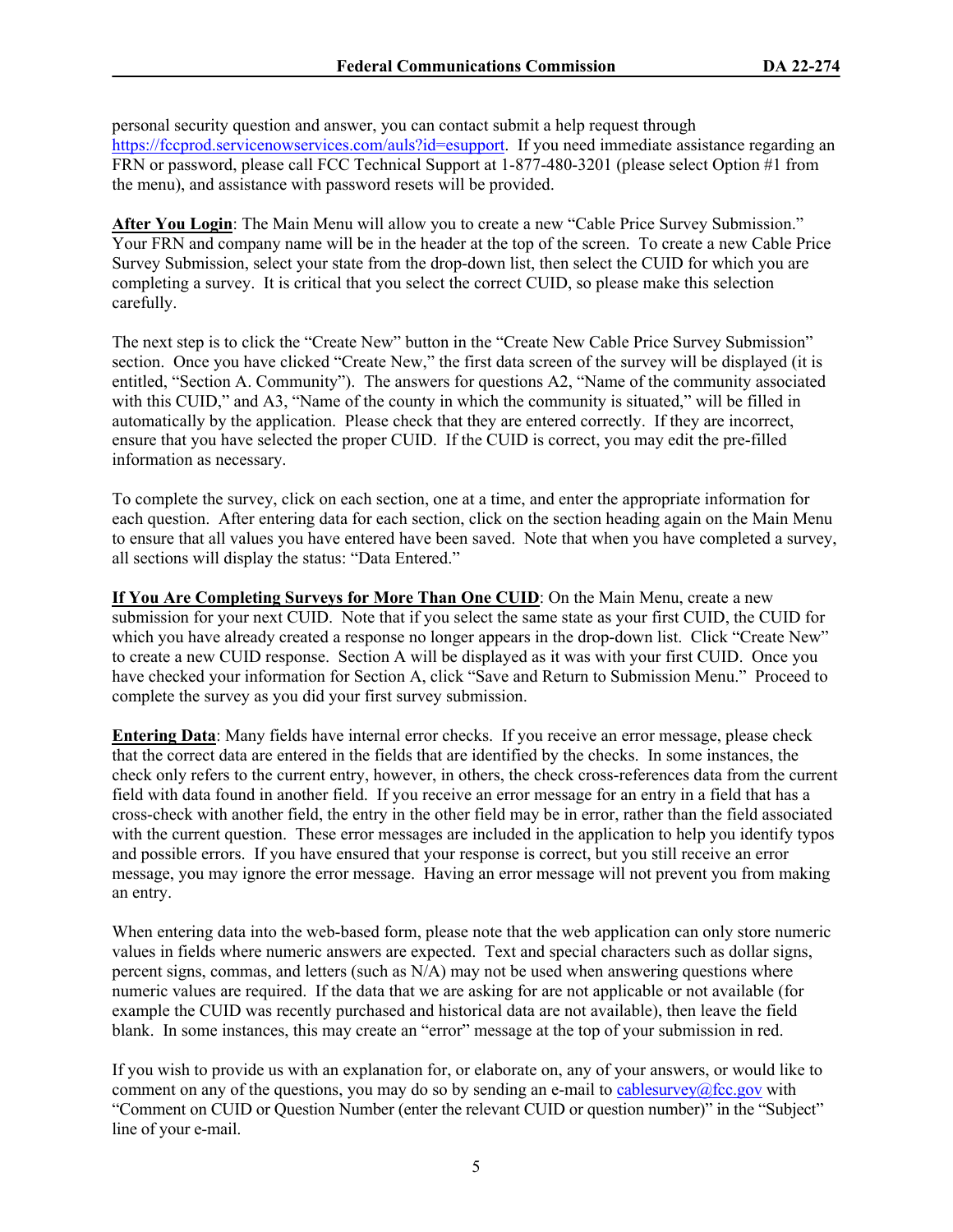personal security question and answer, you can contact submit a help request through https://fccprod.servicenowservices.com/auls?id=esupport. If you need immediate assistance regarding an FRN or password, please call FCC Technical Support at 1-877-480-3201 (please select Option #1 from the menu), and assistance with password resets will be provided.

**After You Login**: The Main Menu will allow you to create a new "Cable Price Survey Submission." Your FRN and company name will be in the header at the top of the screen. To create a new Cable Price Survey Submission, select your state from the drop-down list, then select the CUID for which you are completing a survey. It is critical that you select the correct CUID, so please make this selection carefully.

The next step is to click the "Create New" button in the "Create New Cable Price Survey Submission" section. Once you have clicked "Create New," the first data screen of the survey will be displayed (it is entitled, "Section A. Community"). The answers for questions A2, "Name of the community associated with this CUID," and A3, "Name of the county in which the community is situated," will be filled in automatically by the application. Please check that they are entered correctly. If they are incorrect, ensure that you have selected the proper CUID. If the CUID is correct, you may edit the pre-filled information as necessary.

To complete the survey, click on each section, one at a time, and enter the appropriate information for each question. After entering data for each section, click on the section heading again on the Main Menu to ensure that all values you have entered have been saved. Note that when you have completed a survey, all sections will display the status: "Data Entered."

**If You Are Completing Surveys for More Than One CUID**: On the Main Menu, create a new submission for your next CUID. Note that if you select the same state as your first CUID, the CUID for which you have already created a response no longer appears in the drop-down list. Click "Create New" to create a new CUID response. Section A will be displayed as it was with your first CUID. Once you have checked your information for Section A, click "Save and Return to Submission Menu." Proceed to complete the survey as you did your first survey submission.

**Entering Data**: Many fields have internal error checks. If you receive an error message, please check that the correct data are entered in the fields that are identified by the checks. In some instances, the check only refers to the current entry, however, in others, the check cross-references data from the current field with data found in another field. If you receive an error message for an entry in a field that has a cross-check with another field, the entry in the other field may be in error, rather than the field associated with the current question. These error messages are included in the application to help you identify typos and possible errors. If you have ensured that your response is correct, but you still receive an error message, you may ignore the error message. Having an error message will not prevent you from making an entry.

When entering data into the web-based form, please note that the web application can only store numeric values in fields where numeric answers are expected. Text and special characters such as dollar signs, percent signs, commas, and letters (such as N/A) may not be used when answering questions where numeric values are required. If the data that we are asking for are not applicable or not available (for example the CUID was recently purchased and historical data are not available), then leave the field blank. In some instances, this may create an "error" message at the top of your submission in red.

If you wish to provide us with an explanation for, or elaborate on, any of your answers, or would like to comment on any of the questions, you may do so by sending an e-mail to cablesurvey@fcc.gov with "Comment on CUID or Question Number (enter the relevant CUID or question number)" in the "Subject" line of your e-mail.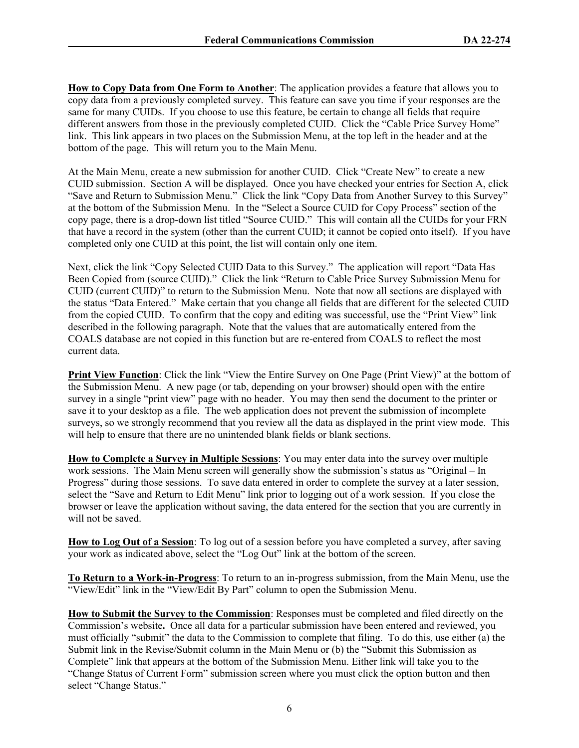**How to Copy Data from One Form to Another**: The application provides a feature that allows you to copy data from a previously completed survey. This feature can save you time if your responses are the same for many CUIDs. If you choose to use this feature, be certain to change all fields that require different answers from those in the previously completed CUID. Click the "Cable Price Survey Home" link. This link appears in two places on the Submission Menu, at the top left in the header and at the bottom of the page. This will return you to the Main Menu.

At the Main Menu, create a new submission for another CUID. Click "Create New" to create a new CUID submission. Section A will be displayed. Once you have checked your entries for Section A, click "Save and Return to Submission Menu." Click the link "Copy Data from Another Survey to this Survey" at the bottom of the Submission Menu. In the "Select a Source CUID for Copy Process" section of the copy page, there is a drop-down list titled "Source CUID." This will contain all the CUIDs for your FRN that have a record in the system (other than the current CUID; it cannot be copied onto itself). If you have completed only one CUID at this point, the list will contain only one item.

Next, click the link "Copy Selected CUID Data to this Survey." The application will report "Data Has Been Copied from (source CUID)." Click the link "Return to Cable Price Survey Submission Menu for CUID (current CUID)" to return to the Submission Menu. Note that now all sections are displayed with the status "Data Entered." Make certain that you change all fields that are different for the selected CUID from the copied CUID. To confirm that the copy and editing was successful, use the "Print View" link described in the following paragraph. Note that the values that are automatically entered from the COALS database are not copied in this function but are re-entered from COALS to reflect the most current data.

**Print View Function**: Click the link "View the Entire Survey on One Page (Print View)" at the bottom of the Submission Menu. A new page (or tab, depending on your browser) should open with the entire survey in a single "print view" page with no header. You may then send the document to the printer or save it to your desktop as a file. The web application does not prevent the submission of incomplete surveys, so we strongly recommend that you review all the data as displayed in the print view mode. This will help to ensure that there are no unintended blank fields or blank sections.

**How to Complete a Survey in Multiple Sessions**: You may enter data into the survey over multiple work sessions. The Main Menu screen will generally show the submission's status as "Original – In Progress" during those sessions. To save data entered in order to complete the survey at a later session, select the "Save and Return to Edit Menu" link prior to logging out of a work session. If you close the browser or leave the application without saving, the data entered for the section that you are currently in will not be saved.

**How to Log Out of a Session**: To log out of a session before you have completed a survey, after saving your work as indicated above, select the "Log Out" link at the bottom of the screen.

**To Return to a Work-in-Progress**: To return to an in-progress submission, from the Main Menu, use the "View/Edit" link in the "View/Edit By Part" column to open the Submission Menu.

**How to Submit the Survey to the Commission**: Responses must be completed and filed directly on the Commission's website**.** Once all data for a particular submission have been entered and reviewed, you must officially "submit" the data to the Commission to complete that filing. To do this, use either (a) the Submit link in the Revise/Submit column in the Main Menu or (b) the "Submit this Submission as Complete" link that appears at the bottom of the Submission Menu. Either link will take you to the "Change Status of Current Form" submission screen where you must click the option button and then select "Change Status."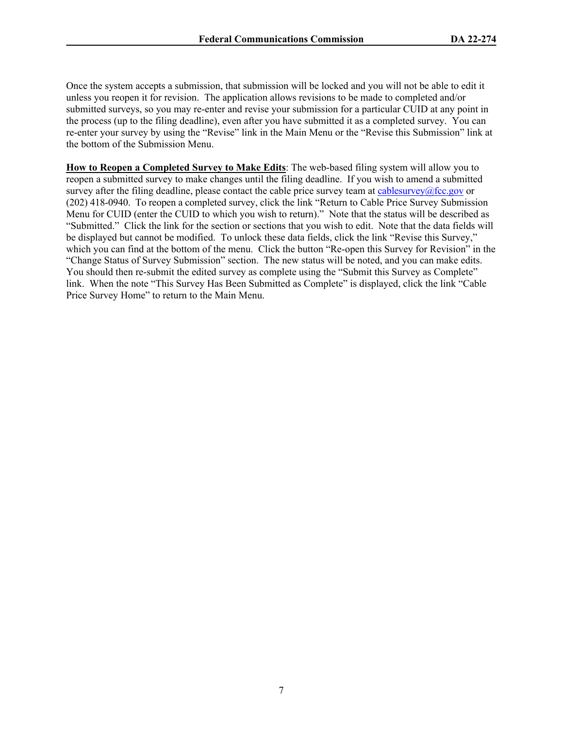Once the system accepts a submission, that submission will be locked and you will not be able to edit it unless you reopen it for revision. The application allows revisions to be made to completed and/or submitted surveys, so you may re-enter and revise your submission for a particular CUID at any point in the process (up to the filing deadline), even after you have submitted it as a completed survey. You can re-enter your survey by using the "Revise" link in the Main Menu or the "Revise this Submission" link at the bottom of the Submission Menu.

**How to Reopen a Completed Survey to Make Edits**: The web-based filing system will allow you to reopen a submitted survey to make changes until the filing deadline. If you wish to amend a submitted survey after the filing deadline, please contact the cable price survey team at cablesurvey@fcc.gov or (202) 418-0940. To reopen a completed survey, click the link "Return to Cable Price Survey Submission Menu for CUID (enter the CUID to which you wish to return)." Note that the status will be described as "Submitted." Click the link for the section or sections that you wish to edit. Note that the data fields will be displayed but cannot be modified. To unlock these data fields, click the link "Revise this Survey," which you can find at the bottom of the menu. Click the button "Re-open this Survey for Revision" in the "Change Status of Survey Submission" section. The new status will be noted, and you can make edits. You should then re-submit the edited survey as complete using the "Submit this Survey as Complete" link. When the note "This Survey Has Been Submitted as Complete" is displayed, click the link "Cable Price Survey Home" to return to the Main Menu.